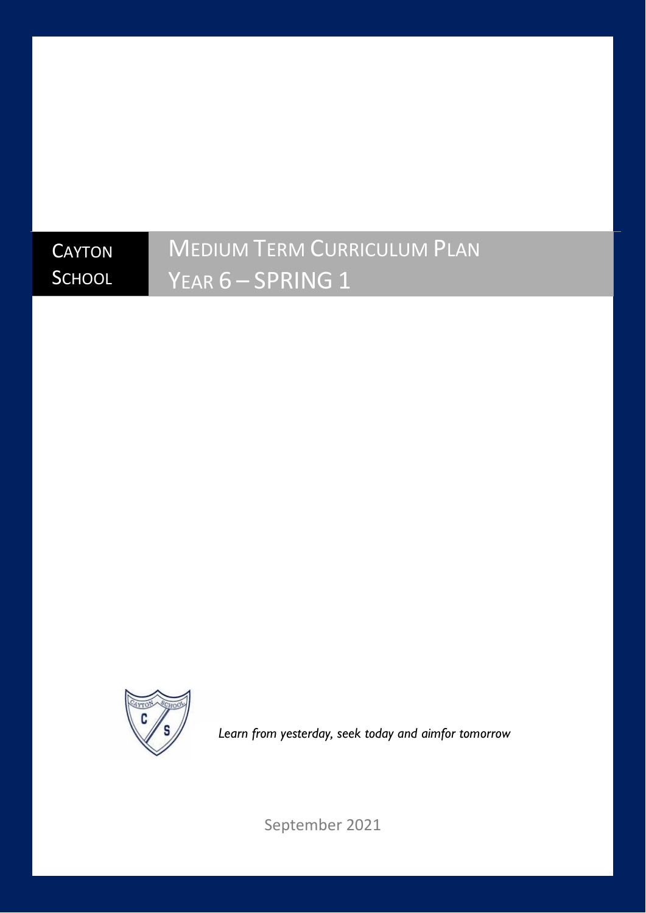CAYTON SCHOOL

# MEDIUM TERM CURRICULUM PLAN
# YEAR 6 – SPRING 1

*Learn from yesterday, seek today and aimfor tomorrow*

September 2021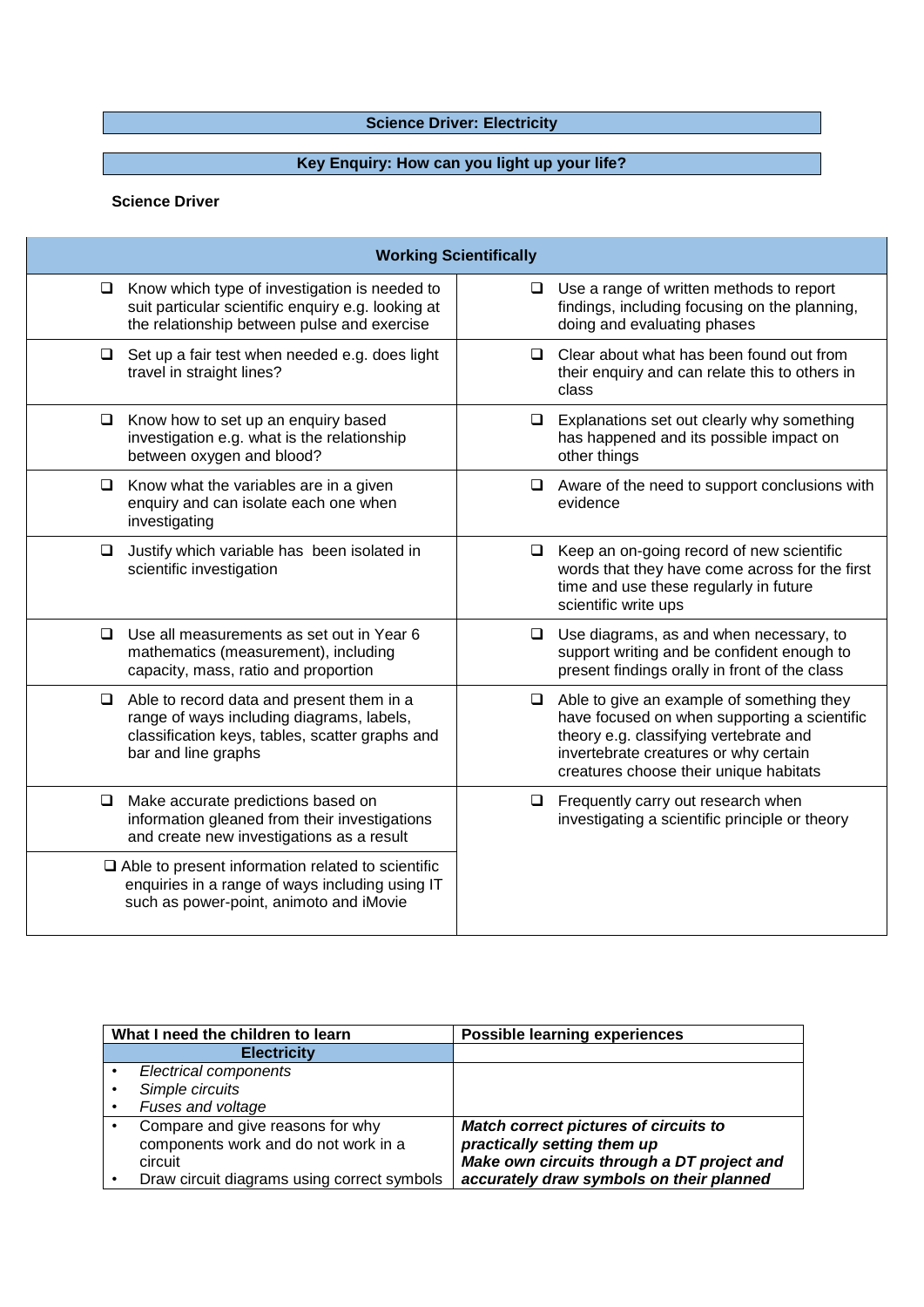**Science Driver: Electricity**

**Key Enquiry: How can you light up your life?**

**Science Driver**

| **Working Scientifically** | |
|---|---|
| ❑ Know which type of investigation is needed to suit particular scientific enquiry e.g. looking at the relationship between pulse and exercise | ❑ Use a range of written methods to report findings, including focusing on the planning, doing and evaluating phases |
| ❑ Set up a fair test when needed e.g. does light travel in straight lines? | ❑ Clear about what has been found out from their enquiry and can relate this to others in class |
| ❑ Know how to set up an enquiry based investigation e.g. what is the relationship between oxygen and blood? | ❑ Explanations set out clearly why something has happened and its possible impact on other things |
| ❑ Know what the variables are in a given enquiry and can isolate each one when investigating | ❑ Aware of the need to support conclusions with evidence |
| ❑ Justify which variable has been isolated in scientific investigation | ❑ Keep an on-going record of new scientific words that they have come across for the first time and use these regularly in future scientific write ups |
| ❑ Use all measurements as set out in Year 6 mathematics (measurement), including capacity, mass, ratio and proportion | ❑ Use diagrams, as and when necessary, to support writing and be confident enough to present findings orally in front of the class |
| ❑ Able to record data and present them in a range of ways including diagrams, labels, classification keys, tables, scatter graphs and bar and line graphs | ❑ Able to give an example of something they have focused on when supporting a scientific theory e.g. classifying vertebrate and invertebrate creatures or why certain creatures choose their unique habitats |
| ❑ Make accurate predictions based on information gleaned from their investigations and create new investigations as a result | ❑ Frequently carry out research when investigating a scientific principle or theory |
| ❑ Able to present information related to scientific enquiries in a range of ways including using IT such as power-point, animoto and iMovie | |

| What I need the children to learn | Possible learning experiences |
|---|---|
| **Electricity** | |
| • *Electrical components*<br>• *Simple circuits*<br>• *Fuses and voltage* | |
| • Compare and give reasons for why components work and do not work in a circuit<br>• Draw circuit diagrams using correct symbols | ***Match correct pictures of circuits to practically setting them up***<br>***Make own circuits through a DT project and accurately draw symbols on their planned*** |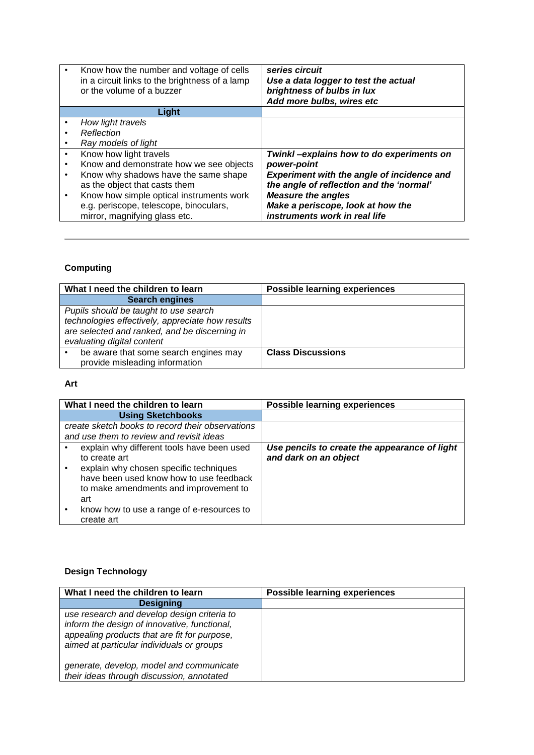| | |
|---|---|
| • Know how the number and voltage of cells in a circuit links to the brightness of a lamp or the volume of a buzzer | ***series circuit*** <br> ***Use a data logger to test the actual brightness of bulbs in lux*** <br> ***Add more bulbs, wires etc*** |
| **Light** | |
| • *How light travels* <br> • *Reflection* <br> • *Ray models of light* | |
| • Know how light travels <br> • Know and demonstrate how we see objects <br> • Know why shadows have the same shape as the object that casts them <br> • Know how simple optical instruments work e.g. periscope, telescope, binoculars, mirror, magnifying glass etc. | ***Twinkl –explains how to do experiments on power-point*** <br> ***Experiment with the angle of incidence and the angle of reflection and the 'normal'*** <br> ***Measure the angles*** <br> ***Make a periscope, look at how the instruments work in real life*** |

---

**Computing**

| What I need the children to learn | Possible learning experiences |
|---|---|
| **Search engines** | |
| *Pupils should be taught to use search technologies effectively, appreciate how results are selected and ranked, and be discerning in evaluating digital content* | |
| • be aware that some search engines may provide misleading information | **Class Discussions** |

**Art**

| What I need the children to learn | Possible learning experiences |
|---|---|
| **Using Sketchbooks** | |
| *create sketch books to record their observations and use them to review and revisit ideas* | |
| • explain why different tools have been used to create art <br> • explain why chosen specific techniques have been used know how to use feedback to make amendments and improvement to art <br> • know how to use a range of e-resources to create art | ***Use pencils to create the appearance of light and dark on an object*** |

**Design Technology**

| What I need the children to learn | Possible learning experiences |
|---|---|
| **Designing** | |
| *use research and develop design criteria to inform the design of innovative, functional, appealing products that are fit for purpose, aimed at particular individuals or groups* <br><br> *generate, develop, model and communicate their ideas through discussion, annotated* | |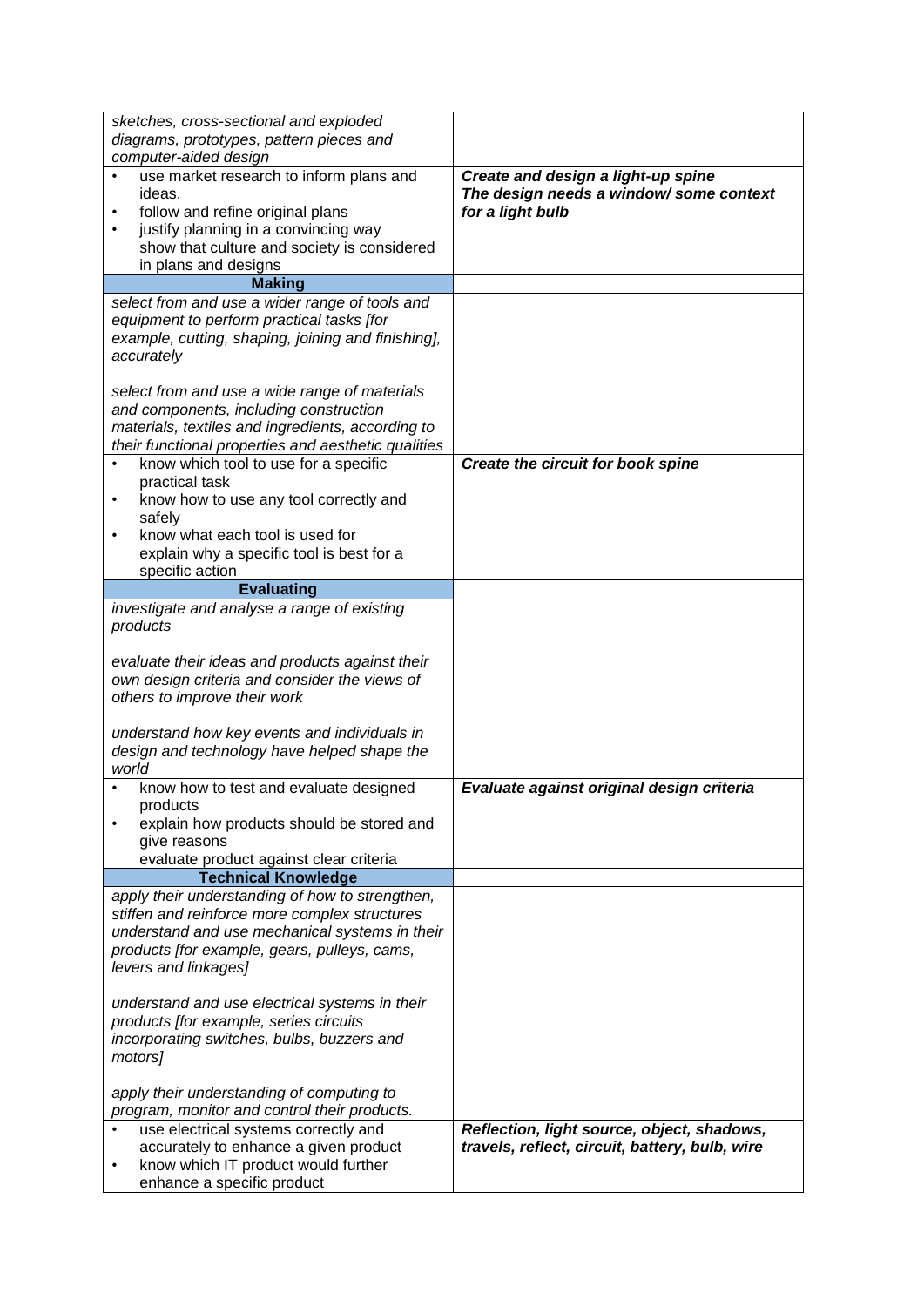| | |
|---|---|
| *sketches, cross-sectional and exploded diagrams, prototypes, pattern pieces and computer-aided design* | |
| • use market research to inform plans and ideas.<br>• follow and refine original plans<br>• justify planning in a convincing way show that culture and society is considered in plans and designs | ***Create and design a light-up spine***<br>***The design needs a window/ some context for a light bulb*** |
| **Making** | |
| *select from and use a wider range of tools and equipment to perform practical tasks [for example, cutting, shaping, joining and finishing], accurately*<br><br>*select from and use a wide range of materials and components, including construction materials, textiles and ingredients, according to their functional properties and aesthetic qualities* | |
| • know which tool to use for a specific practical task<br>• know how to use any tool correctly and safely<br>• know what each tool is used for explain why a specific tool is best for a specific action | ***Create the circuit for book spine*** |
| **Evaluating** | |
| *investigate and analyse a range of existing products*<br><br>*evaluate their ideas and products against their own design criteria and consider the views of others to improve their work*<br><br>*understand how key events and individuals in design and technology have helped shape the world* | |
| • know how to test and evaluate designed products<br>• explain how products should be stored and give reasons evaluate product against clear criteria | ***Evaluate against original design criteria*** |
| **Technical Knowledge** | |
| *apply their understanding of how to strengthen, stiffen and reinforce more complex structures understand and use mechanical systems in their products [for example, gears, pulleys, cams, levers and linkages]*<br><br>*understand and use electrical systems in their products [for example, series circuits incorporating switches, bulbs, buzzers and motors]*<br><br>*apply their understanding of computing to program, monitor and control their products.* | |
| • use electrical systems correctly and accurately to enhance a given product<br>• know which IT product would further enhance a specific product | ***Reflection, light source, object, shadows, travels, reflect, circuit, battery, bulb, wire*** |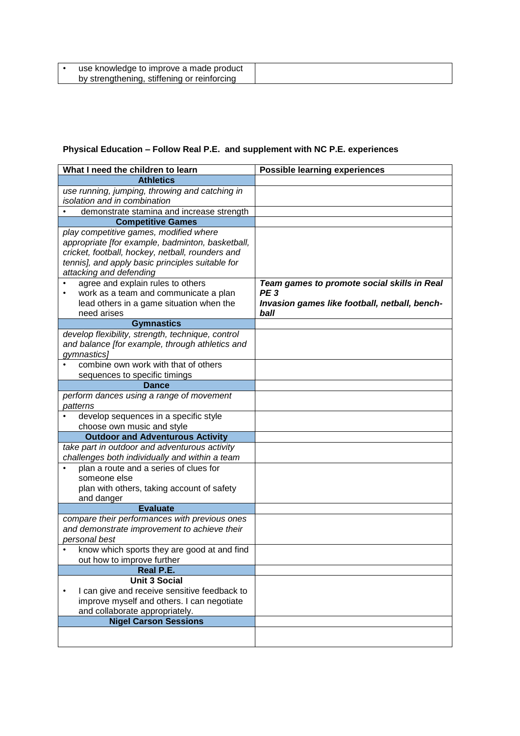| | |
|---|---|
| • use knowledge to improve a made product by strengthening, stiffening or reinforcing | |

**Physical Education – Follow Real P.E. and supplement with NC P.E. experiences**

| What I need the children to learn | Possible learning experiences |
|---|---|
| **Athletics** | |
| *use running, jumping, throwing and catching in isolation and in combination* | |
| • demonstrate stamina and increase strength | |
| **Competitive Games** | |
| *play competitive games, modified where appropriate [for example, badminton, basketball, cricket, football, hockey, netball, rounders and tennis], and apply basic principles suitable for attacking and defending* | |
| • agree and explain rules to others<br>• work as a team and communicate a plan lead others in a game situation when the need arises | ***Team games to promote social skills in Real PE 3***<br>***Invasion games like football, netball, bench-ball*** |
| **Gymnastics** | |
| *develop flexibility, strength, technique, control and balance [for example, through athletics and gymnastics]* | |
| • combine own work with that of others sequences to specific timings | |
| **Dance** | |
| *perform dances using a range of movement patterns* | |
| • develop sequences in a specific style choose own music and style | |
| **Outdoor and Adventurous Activity** | |
| *take part in outdoor and adventurous activity challenges both individually and within a team* | |
| • plan a route and a series of clues for someone else plan with others, taking account of safety and danger | |
| **Evaluate** | |
| *compare their performances with previous ones and demonstrate improvement to achieve their personal best* | |
| • know which sports they are good at and find out how to improve further | |
| **Real P.E.** | |
| **Unit 3 Social**<br>• I can give and receive sensitive feedback to improve myself and others. I can negotiate and collaborate appropriately. | |
| **Nigel Carson Sessions** | |
| | |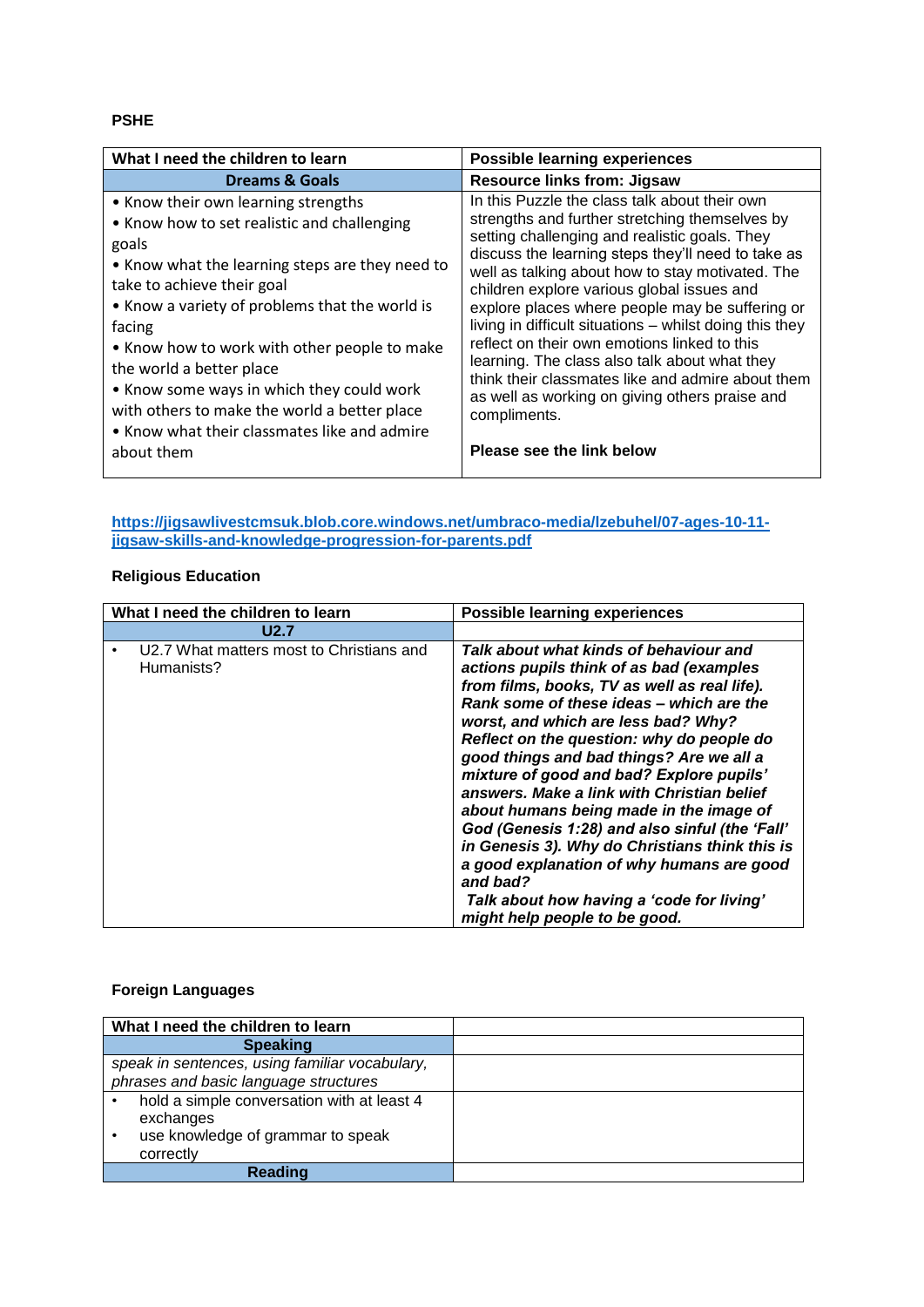**PSHE**

| What I need the children to learn | Possible learning experiences |
|---|---|
| **Dreams & Goals** | **Resource links from: Jigsaw** |
| • Know their own learning strengths<br>• Know how to set realistic and challenging goals<br>• Know what the learning steps are they need to take to achieve their goal<br>• Know a variety of problems that the world is facing<br>• Know how to work with other people to make the world a better place<br>• Know some ways in which they could work with others to make the world a better place<br>• Know what their classmates like and admire about them | In this Puzzle the class talk about their own strengths and further stretching themselves by setting challenging and realistic goals. They discuss the learning steps they'll need to take as well as talking about how to stay motivated. The children explore various global issues and explore places where people may be suffering or living in difficult situations – whilst doing this they reflect on their own emotions linked to this learning. The class also talk about what they think their classmates like and admire about them as well as working on giving others praise and compliments.<br><br>**Please see the link below** |

**https://jigsawlivestcmsuk.blob.core.windows.net/umbraco-media/lzebuhel/07-ages-10-11-jigsaw-skills-and-knowledge-progression-for-parents.pdf**

**Religious Education**

| What I need the children to learn | Possible learning experiences |
|---|---|
| **U2.7** | |
| • U2.7 What matters most to Christians and Humanists? | ***Talk about what kinds of behaviour and actions pupils think of as bad (examples from films, books, TV as well as real life). Rank some of these ideas – which are the worst, and which are less bad? Why? Reflect on the question: why do people do good things and bad things? Are we all a mixture of good and bad? Explore pupils' answers. Make a link with Christian belief about humans being made in the image of God (Genesis 1:28) and also sinful (the 'Fall' in Genesis 3). Why do Christians think this is a good explanation of why humans are good and bad?***<br>***Talk about how having a 'code for living' might help people to be good.*** |

**Foreign Languages**

| What I need the children to learn | |
|---|---|
| **Speaking** | |
| *speak in sentences, using familiar vocabulary, phrases and basic language structures* | |
| • hold a simple conversation with at least 4 exchanges<br>• use knowledge of grammar to speak correctly | |
| **Reading** | |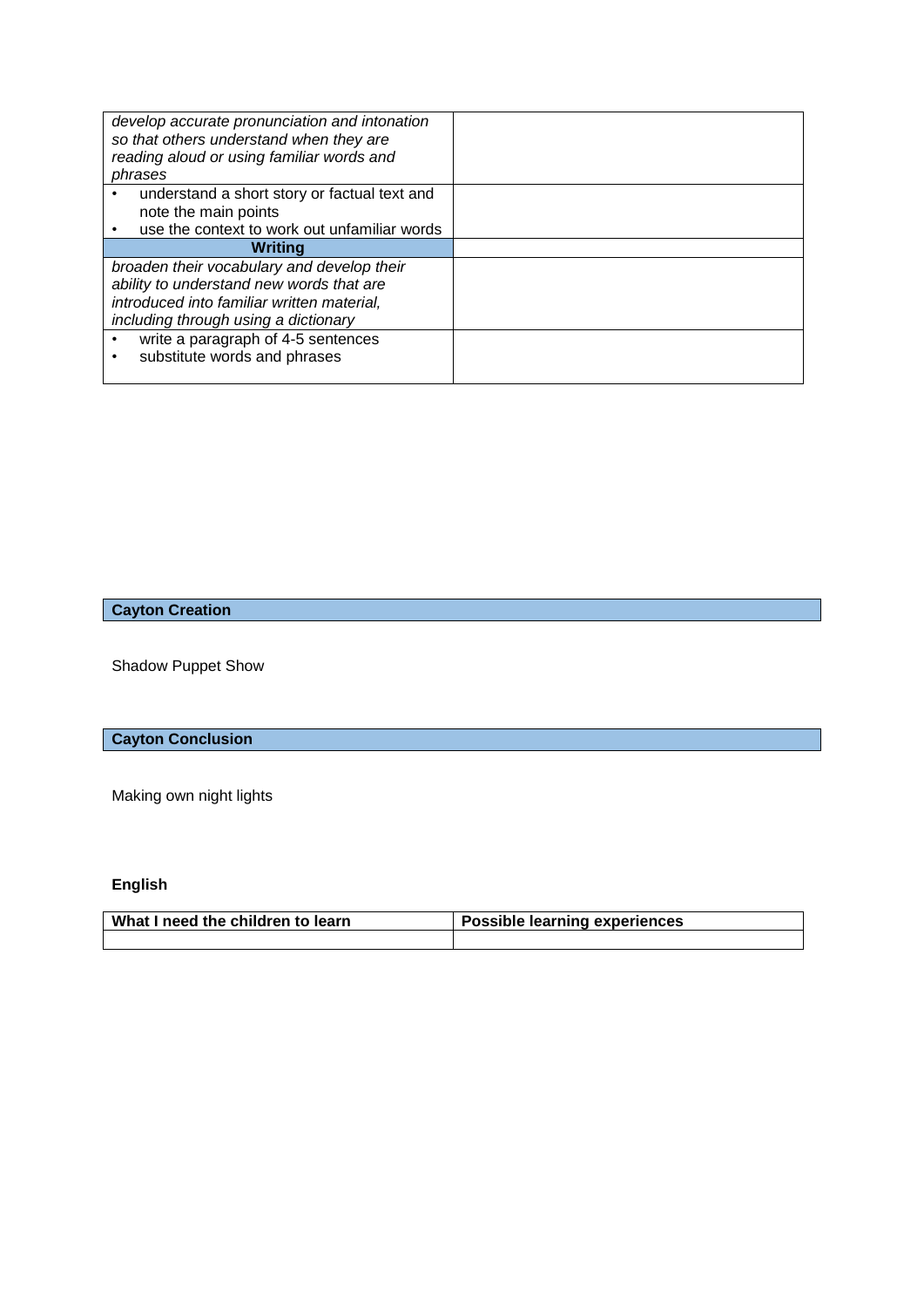| | |
|---|---|
| *develop accurate pronunciation and intonation so that others understand when they are reading aloud or using familiar words and phrases* | |
| • understand a short story or factual text and note the main points<br>• use the context to work out unfamiliar words | |
| **Writing** | |
| *broaden their vocabulary and develop their ability to understand new words that are introduced into familiar written material, including through using a dictionary* | |
| • write a paragraph of 4-5 sentences<br>• substitute words and phrases | |

**Cayton Creation**

Shadow Puppet Show

**Cayton Conclusion**

Making own night lights

**English**

| What I need the children to learn | Possible learning experiences |
|---|---|
| | |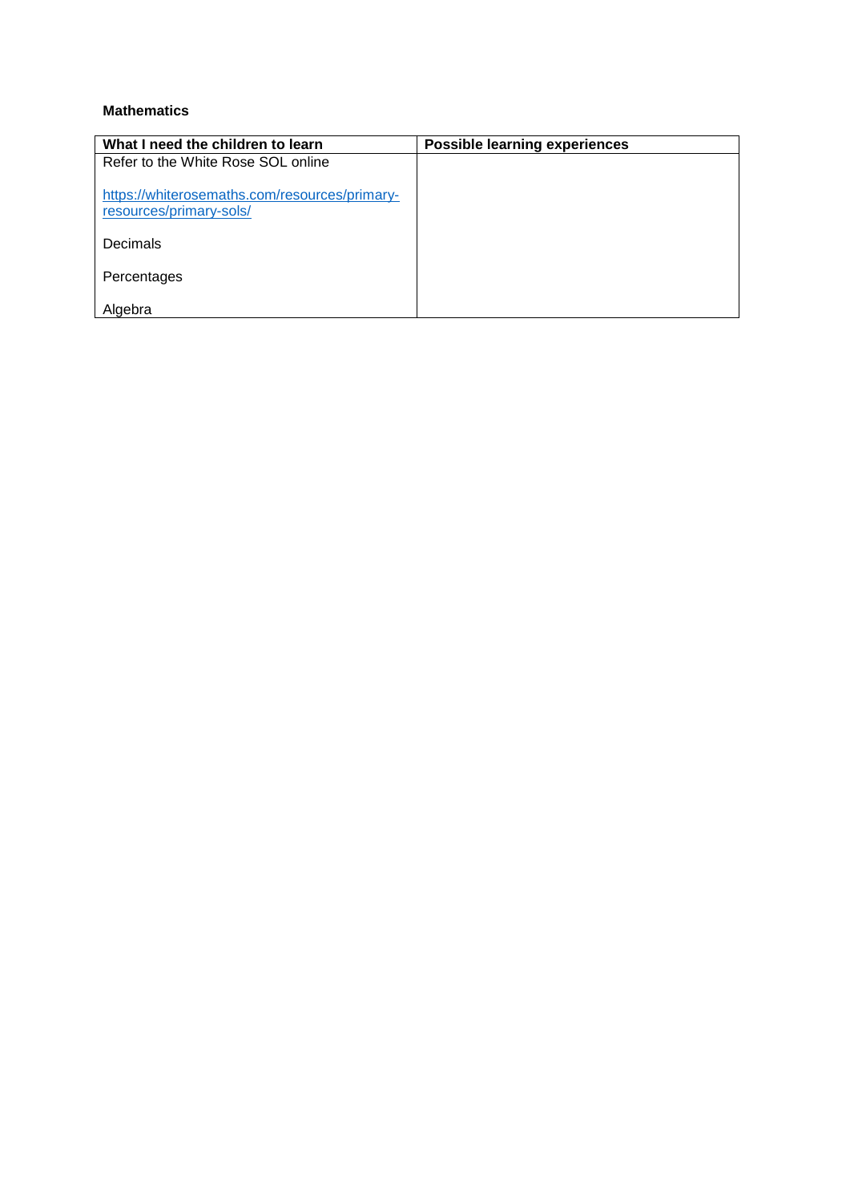**Mathematics**

| What I need the children to learn | Possible learning experiences |
|---|---|
| Refer to the White Rose SOL online<br><br>[https://whiterosemaths.com/resources/primary-resources/primary-sols/](https://whiterosemaths.com/resources/primary-resources/primary-sols/)<br><br>Decimals<br><br>Percentages<br><br>Algebra | |